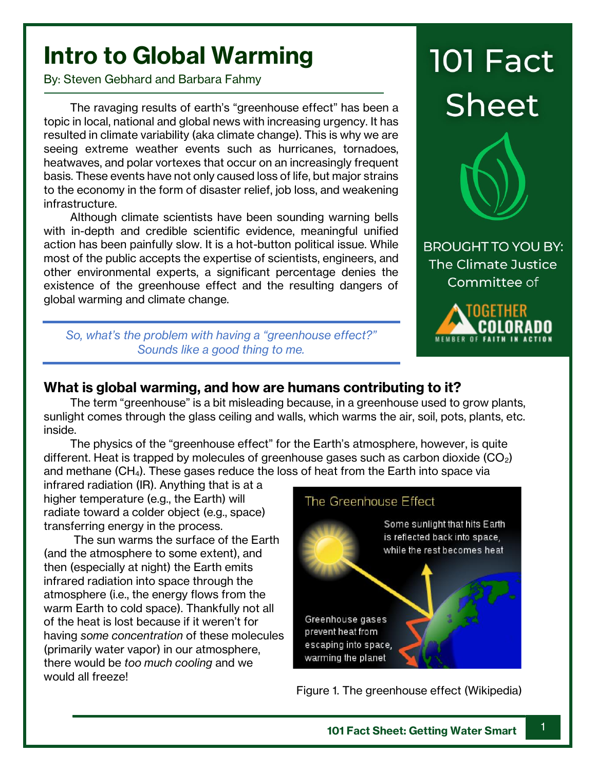# Intro to Global Warming

By: Steven Gebhard and Barbara Fahmy

The ravaging results of earth's "greenhouse effect" has been a topic in local, national and global news with increasing urgency. It has resulted in climate variability (aka climate change). This is why we are seeing extreme weather events such as hurricanes, tornadoes, heatwaves, and polar vortexes that occur on an increasingly frequent basis. These events have not only caused loss of life, but major strains to the economy in the form of disaster relief, job loss, and weakening infrastructure.

Although climate scientists have been sounding warning bells with in-depth and credible scientific evidence, meaningful unified action has been painfully slow. It is a hot-button political issue. While most of the public accepts the expertise of scientists, engineers, and other environmental experts, a significant percentage denies the existence of the greenhouse effect and the resulting dangers of global warming and climate change.

*So, what's the problem with having a "greenhouse effect?" Sounds like a good thing to me.*

# 101 Fact Sheet

BROUGHT TO YOU BY: The Climate Justice Committee of TOGETHER COLORADO MEMBER OF FAITH IN ACTION

## What is global warming, and how are humans contributing to it?

The term "greenhouse" is a bit misleading because, in a greenhouse used to grow plants, sunlight comes through the glass ceiling and walls, which warms the air, soil, pots, plants, etc. inside.

The physics of the "greenhouse effect" for the Earth's atmosphere, however, is quite different. Heat is trapped by molecules of greenhouse gases such as carbon dioxide ($CO_2$) and methane ($CH_4$). These gases reduce the loss of heat from the Earth into space via infrared radiation (IR). Anything that is at a higher temperature (e.g., the Earth) will radiate toward a colder object (e.g., space) transferring energy in the process.

The sun warms the surface of the Earth (and the atmosphere to some extent), and then (especially at night) the Earth emits infrared radiation into space through the atmosphere (i.e., the energy flows from the warm Earth to cold space). Thankfully not all of the heat is lost because if it weren't for having *some concentration* of these molecules (primarily water vapor) in our atmosphere, there would be *too much cooling* and we would all freeze!

The Greenhouse Effect

Some sunlight that hits Earth is reflected back into space, while the rest becomes heat

Greenhouse gases prevent heat from escaping into space, warming the planet

Figure 1. The greenhouse effect (Wikipedia)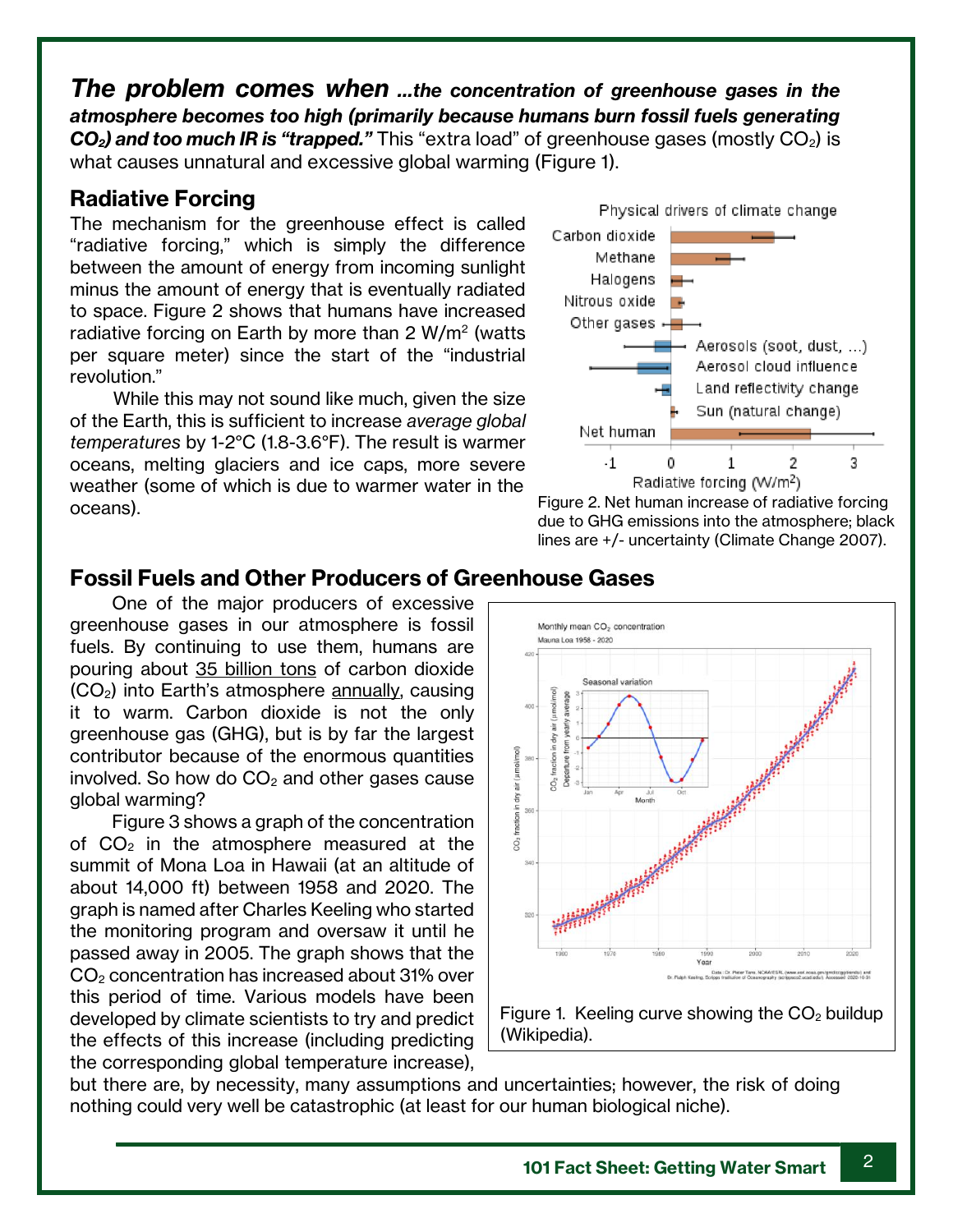***The problem comes when** ...the concentration of greenhouse gases in the atmosphere becomes too high (primarily because humans burn fossil fuels generating $CO_2$) and too much IR is "trapped."* This "extra load" of greenhouse gases (mostly $CO_2$) is what causes unnatural and excessive global warming (Figure 1).

## Radiative Forcing

The mechanism for the greenhouse effect is called "radiative forcing," which is simply the difference between the amount of energy from incoming sunlight minus the amount of energy that is eventually radiated to space. Figure 2 shows that humans have increased radiative forcing on Earth by more than 2 W/m$^2$ (watts per square meter) since the start of the "industrial revolution."

While this may not sound like much, given the size of the Earth, this is sufficient to increase *average global temperatures* by 1-2°C (1.8-3.6°F). The result is warmer oceans, melting glaciers and ice caps, more severe weather (some of which is due to warmer water in the oceans).

Figure 2. Net human increase of radiative forcing due to GHG emissions into the atmosphere; black lines are +/- uncertainty (Climate Change 2007).

## Fossil Fuels and Other Producers of Greenhouse Gases

One of the major producers of excessive greenhouse gases in our atmosphere is fossil fuels. By continuing to use them, humans are pouring about 35 billion tons of carbon dioxide ($CO_2$) into Earth's atmosphere annually, causing it to warm. Carbon dioxide is not the only greenhouse gas (GHG), but is by far the largest contributor because of the enormous quantities involved. So how do $CO_2$ and other gases cause global warming?

Figure 3 shows a graph of the concentration of $CO_2$ in the atmosphere measured at the summit of Mona Loa in Hawaii (at an altitude of about 14,000 ft) between 1958 and 2020. The graph is named after Charles Keeling who started the monitoring program and oversaw it until he passed away in 2005. The graph shows that the $CO_2$ concentration has increased about 31% over this period of time. Various models have been developed by climate scientists to try and predict the effects of this increase (including predicting the corresponding global temperature increase), but there are, by necessity, many assumptions and uncertainties; however, the risk of doing nothing could very well be catastrophic (at least for our human biological niche).

Figure 1. Keeling curve showing the $CO_2$ buildup (Wikipedia).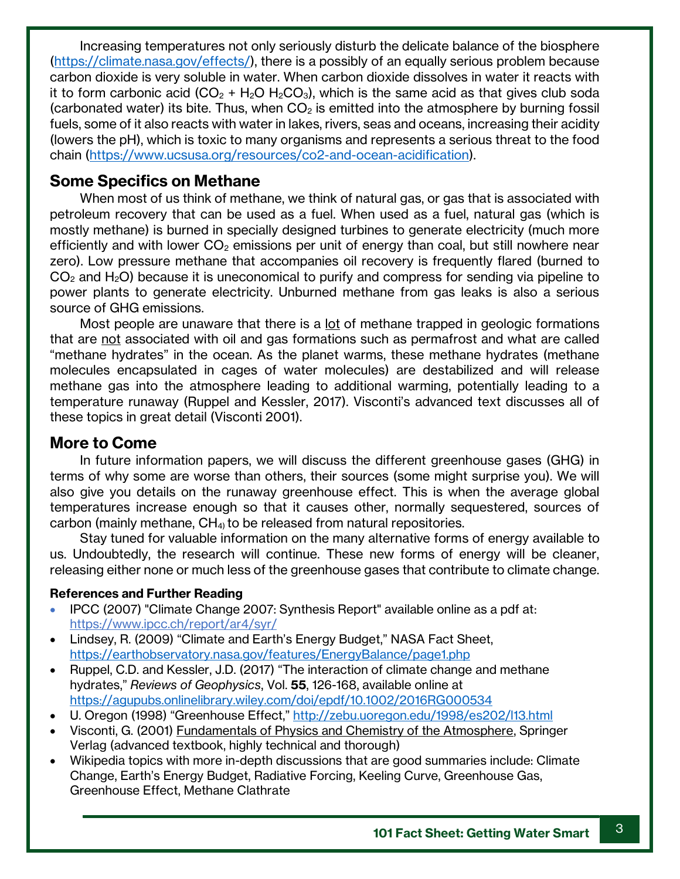Increasing temperatures not only seriously disturb the delicate balance of the biosphere (https://climate.nasa.gov/effects/), there is a possibly of an equally serious problem because carbon dioxide is very soluble in water. When carbon dioxide dissolves in water it reacts with it to form carbonic acid ($CO_2 + H_2O\ H_2CO_3$), which is the same acid as that gives club soda (carbonated water) its bite. Thus, when $CO_2$ is emitted into the atmosphere by burning fossil fuels, some of it also reacts with water in lakes, rivers, seas and oceans, increasing their acidity (lowers the pH), which is toxic to many organisms and represents a serious threat to the food chain (https://www.ucsusa.org/resources/co2-and-ocean-acidification).

## Some Specifics on Methane

When most of us think of methane, we think of natural gas, or gas that is associated with petroleum recovery that can be used as a fuel. When used as a fuel, natural gas (which is mostly methane) is burned in specially designed turbines to generate electricity (much more efficiently and with lower $CO_2$ emissions per unit of energy than coal, but still nowhere near zero). Low pressure methane that accompanies oil recovery is frequently flared (burned to $CO_2$ and $H_2O$) because it is uneconomical to purify and compress for sending via pipeline to power plants to generate electricity. Unburned methane from gas leaks is also a serious source of GHG emissions.

Most people are unaware that there is a lot of methane trapped in geologic formations that are not associated with oil and gas formations such as permafrost and what are called "methane hydrates" in the ocean. As the planet warms, these methane hydrates (methane molecules encapsulated in cages of water molecules) are destabilized and will release methane gas into the atmosphere leading to additional warming, potentially leading to a temperature runaway (Ruppel and Kessler, 2017). Visconti's advanced text discusses all of these topics in great detail (Visconti 2001).

## More to Come

In future information papers, we will discuss the different greenhouse gases (GHG) in terms of why some are worse than others, their sources (some might surprise you). We will also give you details on the runaway greenhouse effect. This is when the average global temperatures increase enough so that it causes other, normally sequestered, sources of carbon (mainly methane, $CH_4$) to be released from natural repositories.

Stay tuned for valuable information on the many alternative forms of energy available to us. Undoubtedly, the research will continue. These new forms of energy will be cleaner, releasing either none or much less of the greenhouse gases that contribute to climate change.

### References and Further Reading

- IPCC (2007) "Climate Change 2007: Synthesis Report" available online as a pdf at: https://www.ipcc.ch/report/ar4/syr/
- Lindsey, R. (2009) "Climate and Earth's Energy Budget," NASA Fact Sheet, https://earthobservatory.nasa.gov/features/EnergyBalance/page1.php
- Ruppel, C.D. and Kessler, J.D. (2017) "The interaction of climate change and methane hydrates," *Reviews of Geophysics*, Vol. **55**, 126-168, available online at https://agupubs.onlinelibrary.wiley.com/doi/epdf/10.1002/2016RG000534
- U. Oregon (1998) "Greenhouse Effect," http://zebu.uoregon.edu/1998/es202/l13.html
- Visconti, G. (2001) Fundamentals of Physics and Chemistry of the Atmosphere, Springer Verlag (advanced textbook, highly technical and thorough)
- Wikipedia topics with more in-depth discussions that are good summaries include: Climate Change, Earth's Energy Budget, Radiative Forcing, Keeling Curve, Greenhouse Gas, Greenhouse Effect, Methane Clathrate